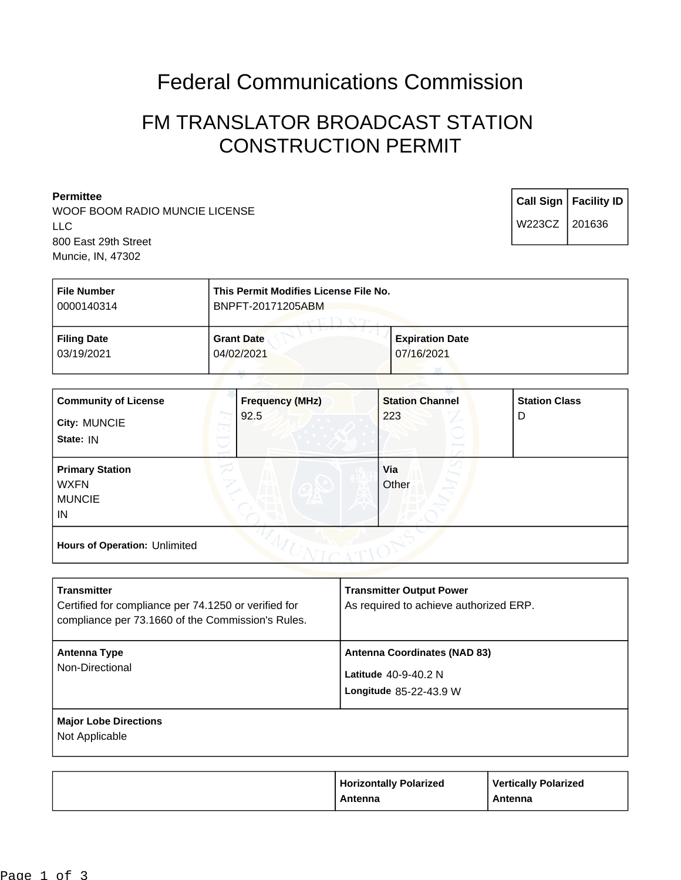# Federal Communications Commission

## FM TRANSLATOR BROADCAST STATION CONSTRUCTION PERMIT

**Permittee**
WOOF BOOM RADIO MUNCIE LICENSE LLC
800 East 29th Street
Muncie, IN, 47302

| Call Sign | Facility ID |
|---|---|
| W223CZ | 201636 |

| File Number | This Permit Modifies License File No. | |
|---|---|---|
| 0000140314 | BNPFT-20171205ABM | |
| **Filing Date** | **Grant Date** | **Expiration Date** |
| 03/19/2021 | 04/02/2021 | 07/16/2021 |

| Community of License | Frequency (MHz) | Station Channel | Station Class |
|---|---|---|---|
| City: MUNCIE<br>State: IN | 92.5 | 223 | D |
| **Primary Station**<br>WXFN<br>MUNCIE<br>IN | | **Via**<br>Other | |
| **Hours of Operation:** Unlimited | | | |

| Transmitter | Transmitter Output Power |
|---|---|
| Certified for compliance per 74.1250 or verified for compliance per 73.1660 of the Commission's Rules. | As required to achieve authorized ERP. |
| **Antenna Type**<br>Non-Directional | **Antenna Coordinates (NAD 83)**<br>Latitude 40-9-40.2 N<br>Longitude 85-22-43.9 W |
| **Major Lobe Directions**<br>Not Applicable | |

| | Horizontally Polarized Antenna | Vertically Polarized Antenna |
|---|---|---|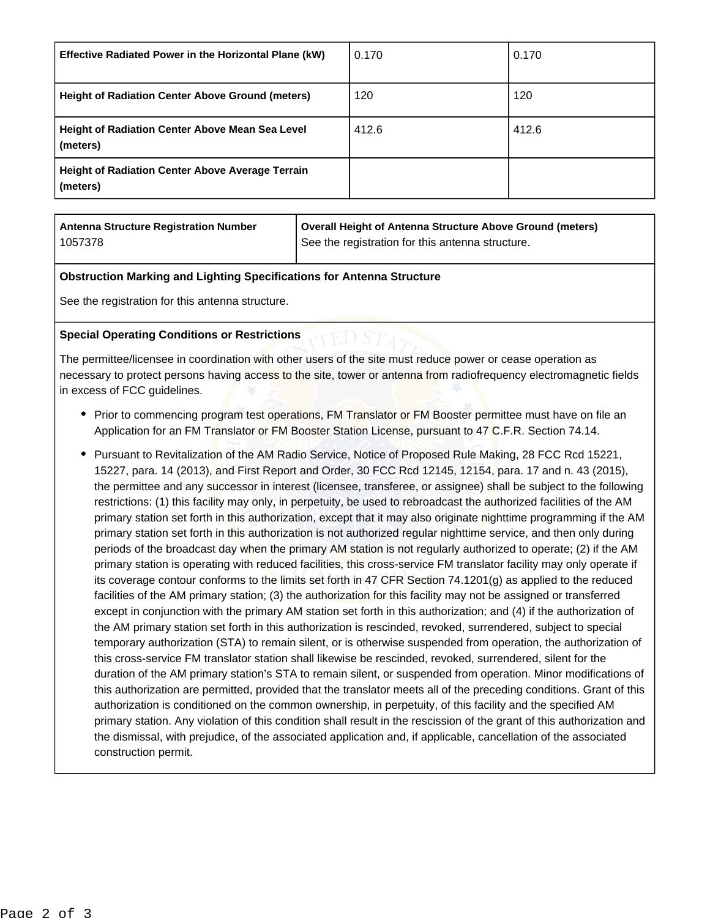| | | |
|---|---|---|
| **Effective Radiated Power in the Horizontal Plane (kW)** | 0.170 | 0.170 |
| **Height of Radiation Center Above Ground (meters)** | 120 | 120 |
| **Height of Radiation Center Above Mean Sea Level (meters)** | 412.6 | 412.6 |
| **Height of Radiation Center Above Average Terrain (meters)** | | |

| **Antenna Structure Registration Number** | **Overall Height of Antenna Structure Above Ground (meters)** |
|---|---|
| 1057378 | See the registration for this antenna structure. |

**Obstruction Marking and Lighting Specifications for Antenna Structure**

See the registration for this antenna structure.

**Special Operating Conditions or Restrictions**

The permittee/licensee in coordination with other users of the site must reduce power or cease operation as necessary to protect persons having access to the site, tower or antenna from radiofrequency electromagnetic fields in excess of FCC guidelines.

- Prior to commencing program test operations, FM Translator or FM Booster permittee must have on file an Application for an FM Translator or FM Booster Station License, pursuant to 47 C.F.R. Section 74.14.
- Pursuant to Revitalization of the AM Radio Service, Notice of Proposed Rule Making, 28 FCC Rcd 15221, 15227, para. 14 (2013), and First Report and Order, 30 FCC Rcd 12145, 12154, para. 17 and n. 43 (2015), the permittee and any successor in interest (licensee, transferee, or assignee) shall be subject to the following restrictions: (1) this facility may only, in perpetuity, be used to rebroadcast the authorized facilities of the AM primary station set forth in this authorization, except that it may also originate nighttime programming if the AM primary station set forth in this authorization is not authorized regular nighttime service, and then only during periods of the broadcast day when the primary AM station is not regularly authorized to operate; (2) if the AM primary station is operating with reduced facilities, this cross-service FM translator facility may only operate if its coverage contour conforms to the limits set forth in 47 CFR Section 74.1201(g) as applied to the reduced facilities of the AM primary station; (3) the authorization for this facility may not be assigned or transferred except in conjunction with the primary AM station set forth in this authorization; and (4) if the authorization of the AM primary station set forth in this authorization is rescinded, revoked, surrendered, subject to special temporary authorization (STA) to remain silent, or is otherwise suspended from operation, the authorization of this cross-service FM translator station shall likewise be rescinded, revoked, surrendered, silent for the duration of the AM primary station's STA to remain silent, or suspended from operation. Minor modifications of this authorization are permitted, provided that the translator meets all of the preceding conditions. Grant of this authorization is conditioned on the common ownership, in perpetuity, of this facility and the specified AM primary station. Any violation of this condition shall result in the rescission of the grant of this authorization and the dismissal, with prejudice, of the associated application and, if applicable, cancellation of the associated construction permit.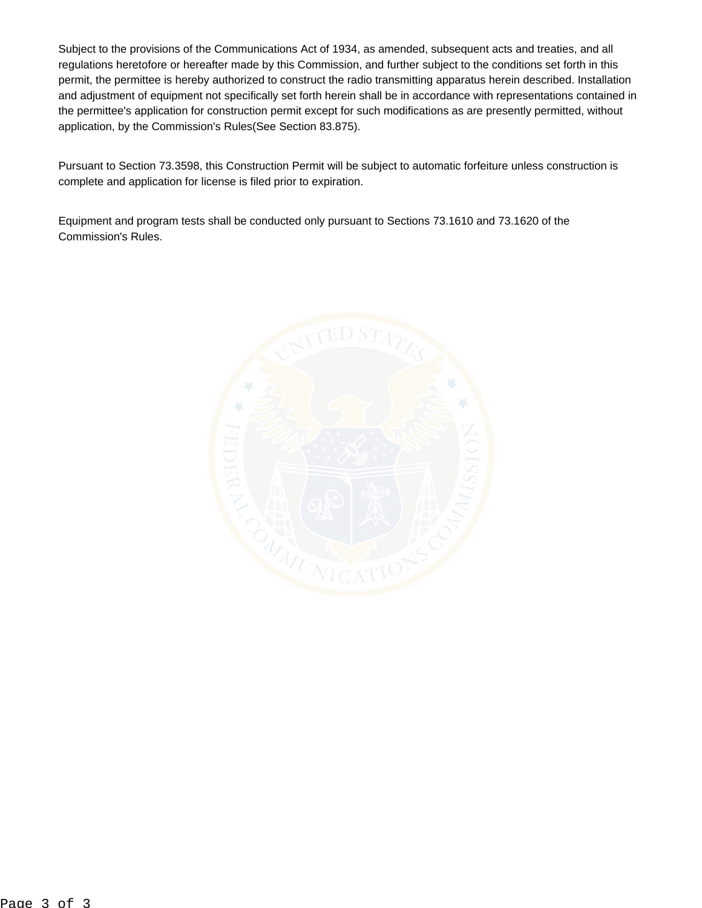Subject to the provisions of the Communications Act of 1934, as amended, subsequent acts and treaties, and all regulations heretofore or hereafter made by this Commission, and further subject to the conditions set forth in this permit, the permittee is hereby authorized to construct the radio transmitting apparatus herein described. Installation and adjustment of equipment not specifically set forth herein shall be in accordance with representations contained in the permittee's application for construction permit except for such modifications as are presently permitted, without application, by the Commission's Rules(See Section 83.875).

Pursuant to Section 73.3598, this Construction Permit will be subject to automatic forfeiture unless construction is complete and application for license is filed prior to expiration.

Equipment and program tests shall be conducted only pursuant to Sections 73.1610 and 73.1620 of the Commission's Rules.